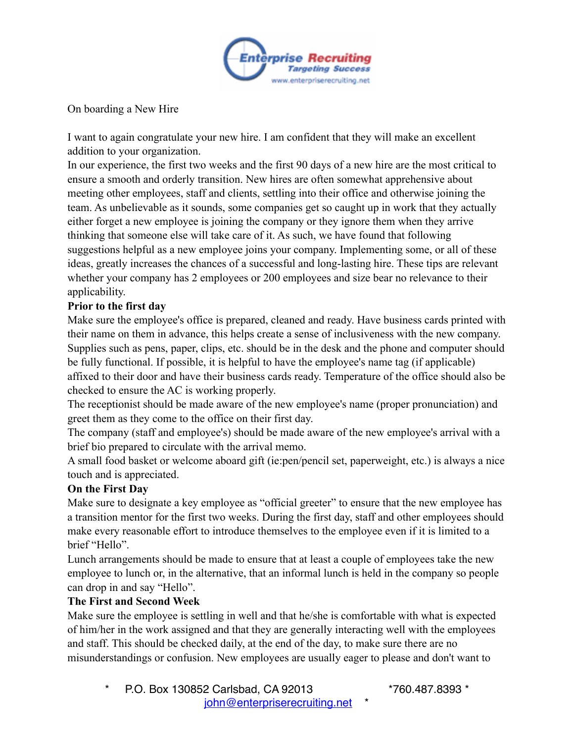On boarding a New Hire

I want to again congratulate your new hire. I am confident that they will make an excellent addition to your organization.
In our experience, the first two weeks and the first 90 days of a new hire are the most critical to ensure a smooth and orderly transition. New hires are often somewhat apprehensive about meeting other employees, staff and clients, settling into their office and otherwise joining the team. As unbelievable as it sounds, some companies get so caught up in work that they actually either forget a new employee is joining the company or they ignore them when they arrive thinking that someone else will take care of it. As such, we have found that following suggestions helpful as a new employee joins your company. Implementing some, or all of these ideas, greatly increases the chances of a successful and long-lasting hire. These tips are relevant whether your company has 2 employees or 200 employees and size bear no relevance to their applicability.

**Prior to the first day**

Make sure the employee's office is prepared, cleaned and ready. Have business cards printed with their name on them in advance, this helps create a sense of inclusiveness with the new company. Supplies such as pens, paper, clips, etc. should be in the desk and the phone and computer should be fully functional. If possible, it is helpful to have the employee's name tag (if applicable) affixed to their door and have their business cards ready. Temperature of the office should also be checked to ensure the AC is working properly.
The receptionist should be made aware of the new employee's name (proper pronunciation) and greet them as they come to the office on their first day.
The company (staff and employee's) should be made aware of the new employee's arrival with a brief bio prepared to circulate with the arrival memo.
A small food basket or welcome aboard gift (ie:pen/pencil set, paperweight, etc.) is always a nice touch and is appreciated.

**On the First Day**

Make sure to designate a key employee as "official greeter" to ensure that the new employee has a transition mentor for the first two weeks. During the first day, staff and other employees should make every reasonable effort to introduce themselves to the employee even if it is limited to a brief "Hello".
Lunch arrangements should be made to ensure that at least a couple of employees take the new employee to lunch or, in the alternative, that an informal lunch is held in the company so people can drop in and say "Hello".

**The First and Second Week**

Make sure the employee is settling in well and that he/she is comfortable with what is expected of him/her in the work assigned and that they are generally interacting well with the employees and staff. This should be checked daily, at the end of the day, to make sure there are no misunderstandings or confusion. New employees are usually eager to please and don't want to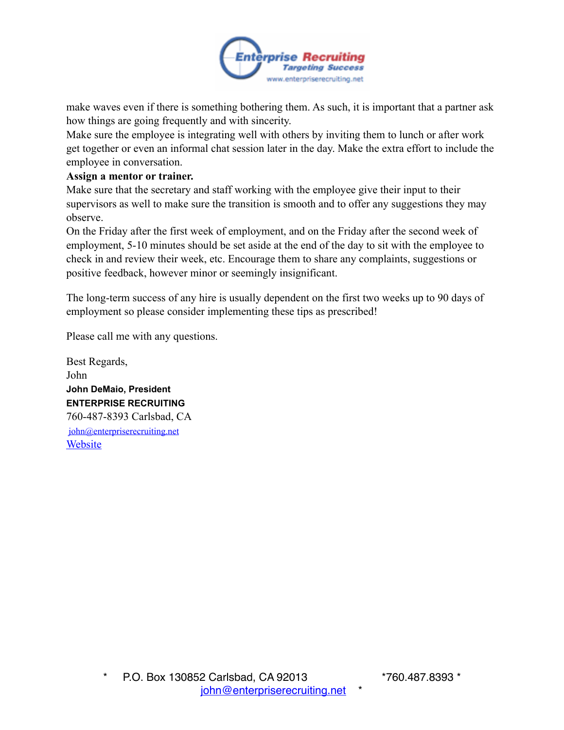make waves even if there is something bothering them. As such, it is important that a partner ask how things are going frequently and with sincerity.

Make sure the employee is integrating well with others by inviting them to lunch or after work get together or even an informal chat session later in the day. Make the extra effort to include the employee in conversation.

**Assign a mentor or trainer.**

Make sure that the secretary and staff working with the employee give their input to their supervisors as well to make sure the transition is smooth and to offer any suggestions they may observe.

On the Friday after the first week of employment, and on the Friday after the second week of employment, 5-10 minutes should be set aside at the end of the day to sit with the employee to check in and review their week, etc. Encourage them to share any complaints, suggestions or positive feedback, however minor or seemingly insignificant.

The long-term success of any hire is usually dependent on the first two weeks up to 90 days of employment so please consider implementing these tips as prescribed!

Please call me with any questions.

Best Regards,
John
**John DeMaio, President**
**ENTERPRISE RECRUITING**
760-487-8393 Carlsbad, CA
john@enterpriserecruiting.net
Website